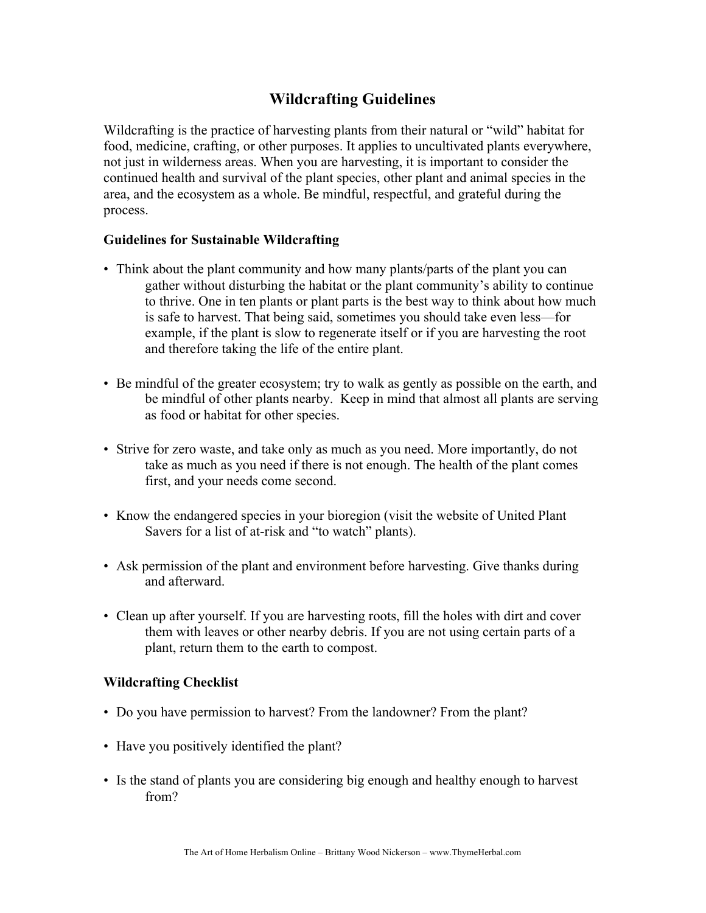# Wildcrafting Guidelines

Wildcrafting is the practice of harvesting plants from their natural or "wild" habitat for food, medicine, crafting, or other purposes. It applies to uncultivated plants everywhere, not just in wilderness areas. When you are harvesting, it is important to consider the continued health and survival of the plant species, other plant and animal species in the area, and the ecosystem as a whole. Be mindful, respectful, and grateful during the process.

### Guidelines for Sustainable Wildcrafting

- Think about the plant community and how many plants/parts of the plant you can gather without disturbing the habitat or the plant community's ability to continue to thrive. One in ten plants or plant parts is the best way to think about how much is safe to harvest. That being said, sometimes you should take even less—for example, if the plant is slow to regenerate itself or if you are harvesting the root and therefore taking the life of the entire plant.

- Be mindful of the greater ecosystem; try to walk as gently as possible on the earth, and be mindful of other plants nearby. Keep in mind that almost all plants are serving as food or habitat for other species.

- Strive for zero waste, and take only as much as you need. More importantly, do not take as much as you need if there is not enough. The health of the plant comes first, and your needs come second.

- Know the endangered species in your bioregion (visit the website of United Plant Savers for a list of at-risk and "to watch" plants).

- Ask permission of the plant and environment before harvesting. Give thanks during and afterward.

- Clean up after yourself. If you are harvesting roots, fill the holes with dirt and cover them with leaves or other nearby debris. If you are not using certain parts of a plant, return them to the earth to compost.

### Wildcrafting Checklist

- Do you have permission to harvest? From the landowner? From the plant?

- Have you positively identified the plant?

- Is the stand of plants you are considering big enough and healthy enough to harvest from?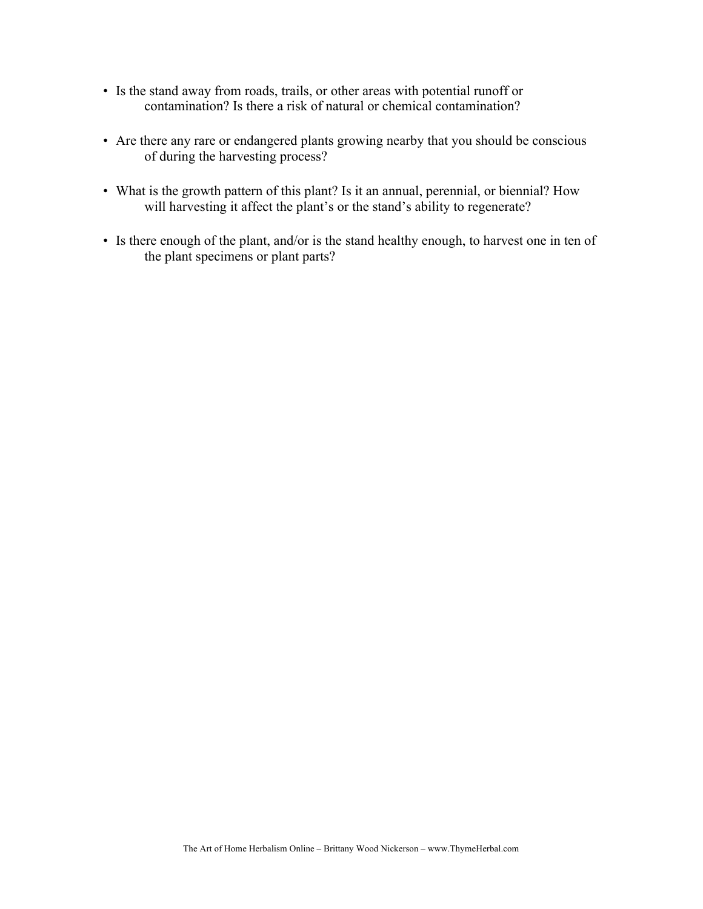- Is the stand away from roads, trails, or other areas with potential runoff or contamination? Is there a risk of natural or chemical contamination?

- Are there any rare or endangered plants growing nearby that you should be conscious of during the harvesting process?

- What is the growth pattern of this plant? Is it an annual, perennial, or biennial? How will harvesting it affect the plant's or the stand's ability to regenerate?

- Is there enough of the plant, and/or is the stand healthy enough, to harvest one in ten of the plant specimens or plant parts?